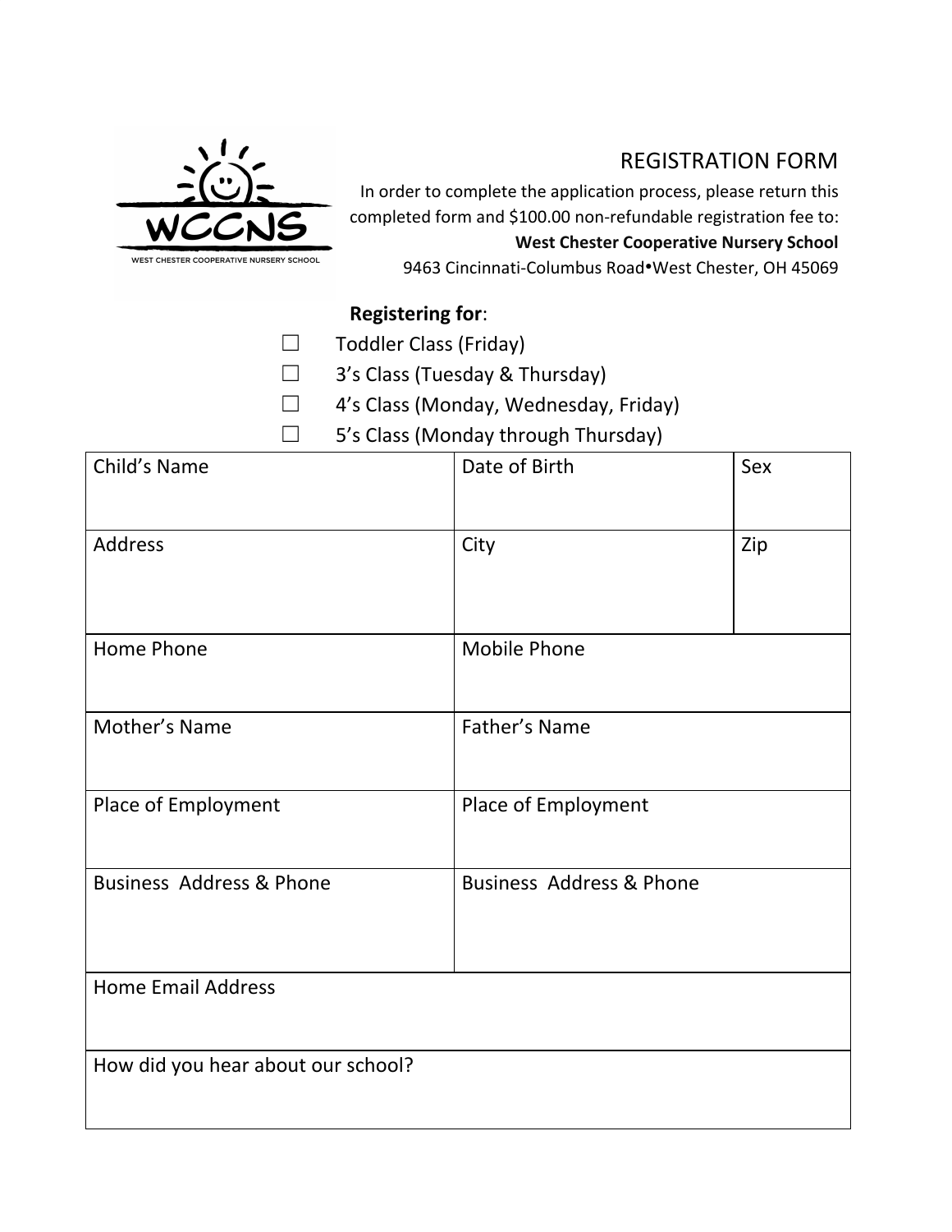WCCNS

WEST CHESTER COOPERATIVE NURSERY SCHOOL

# REGISTRATION FORM

In order to complete the application process, please return this completed form and $100.00 non-refundable registration fee to:

**West Chester Cooperative Nursery School**

9463 Cincinnati-Columbus Road•West Chester, OH 45069

**Registering for**:

- ☐ Toddler Class (Friday)
- ☐ 3's Class (Tuesday & Thursday)
- ☐ 4's Class (Monday, Wednesday, Friday)
- ☐ 5's Class (Monday through Thursday)

| Child's Name | Date of Birth | Sex |
|---|---|---|
| Address | City | Zip |
| Home Phone | Mobile Phone | |
| Mother's Name | Father's Name | |
| Place of Employment | Place of Employment | |
| Business Address & Phone | Business Address & Phone | |
| Home Email Address | | |
| How did you hear about our school? | | |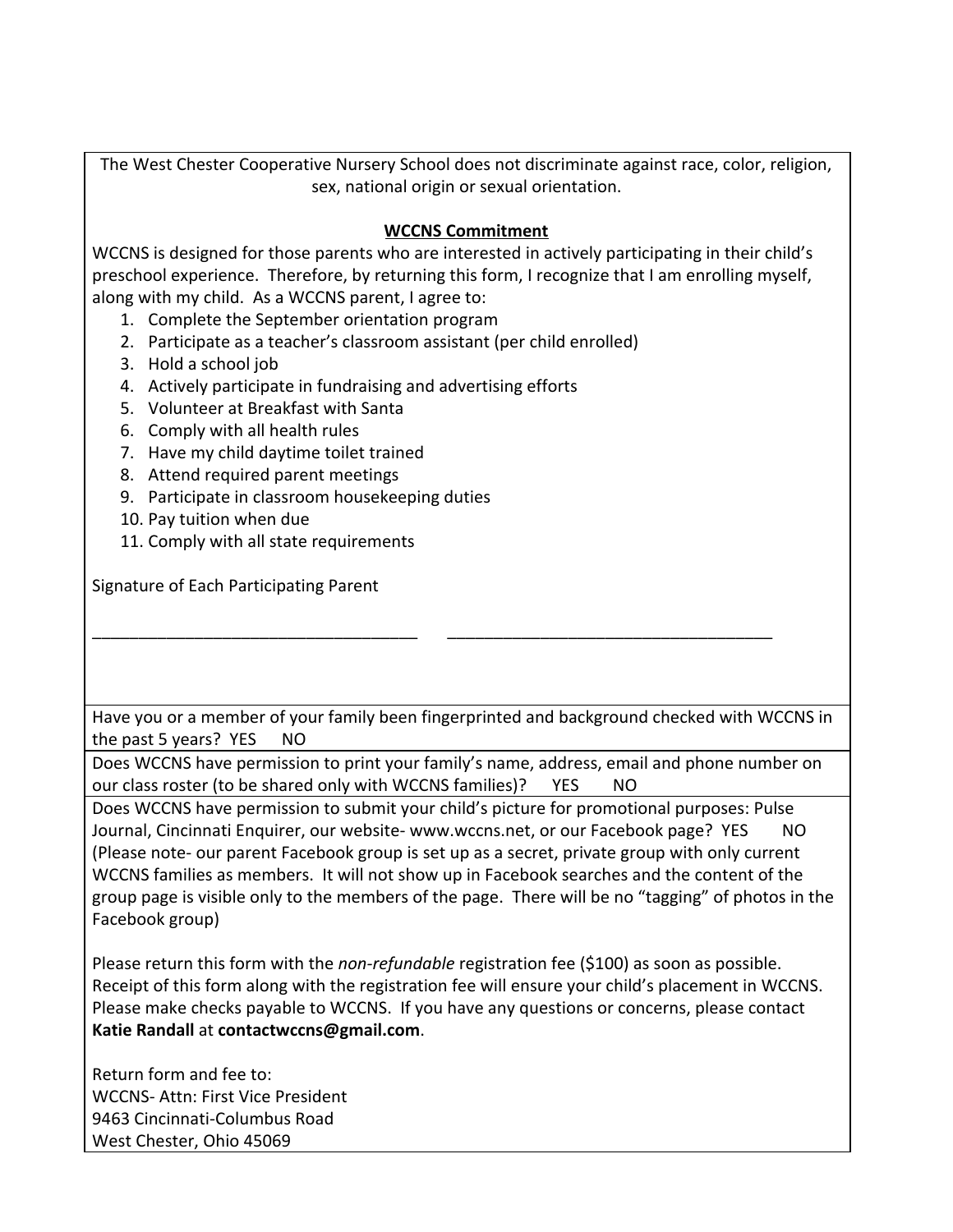The West Chester Cooperative Nursery School does not discriminate against race, color, religion, sex, national origin or sexual orientation.

**WCCNS Commitment**

WCCNS is designed for those parents who are interested in actively participating in their child's preschool experience. Therefore, by returning this form, I recognize that I am enrolling myself, along with my child. As a WCCNS parent, I agree to:

1. Complete the September orientation program
2. Participate as a teacher's classroom assistant (per child enrolled)
3. Hold a school job
4. Actively participate in fundraising and advertising efforts
5. Volunteer at Breakfast with Santa
6. Comply with all health rules
7. Have my child daytime toilet trained
8. Attend required parent meetings
9. Participate in classroom housekeeping duties
10. Pay tuition when due
11. Comply with all state requirements

Signature of Each Participating Parent

___________________________________ ___________________________________

Have you or a member of your family been fingerprinted and background checked with WCCNS in the past 5 years? YES NO

Does WCCNS have permission to print your family's name, address, email and phone number on our class roster (to be shared only with WCCNS families)? YES NO

Does WCCNS have permission to submit your child's picture for promotional purposes: Pulse Journal, Cincinnati Enquirer, our website- www.wccns.net, or our Facebook page? YES NO (Please note- our parent Facebook group is set up as a secret, private group with only current WCCNS families as members. It will not show up in Facebook searches and the content of the group page is visible only to the members of the page. There will be no "tagging" of photos in the Facebook group)

Please return this form with the *non-refundable* registration fee ($100) as soon as possible. Receipt of this form along with the registration fee will ensure your child's placement in WCCNS. Please make checks payable to WCCNS. If you have any questions or concerns, please contact **Katie Randall** at **contactwccns@gmail.com**.

Return form and fee to:
WCCNS- Attn: First Vice President
9463 Cincinnati-Columbus Road
West Chester, Ohio 45069